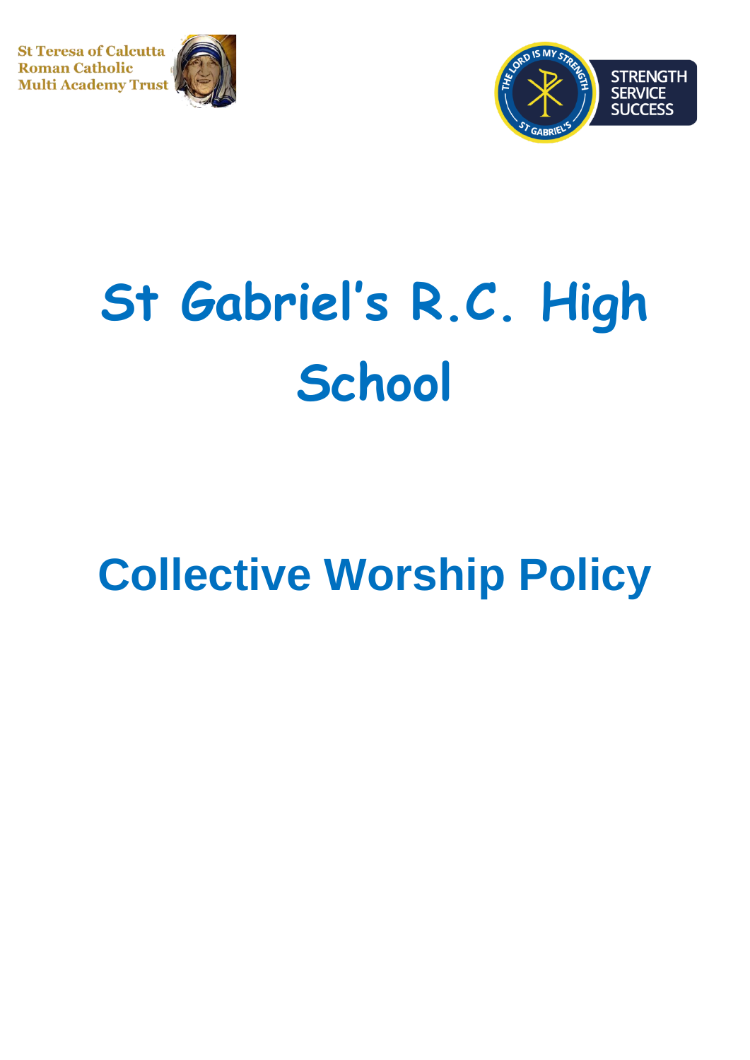St Teresa of Calcutta
Roman Catholic
Multi Academy Trust

STRENGTH
SERVICE
SUCCESS

# St Gabriel's R.C. High School

# Collective Worship Policy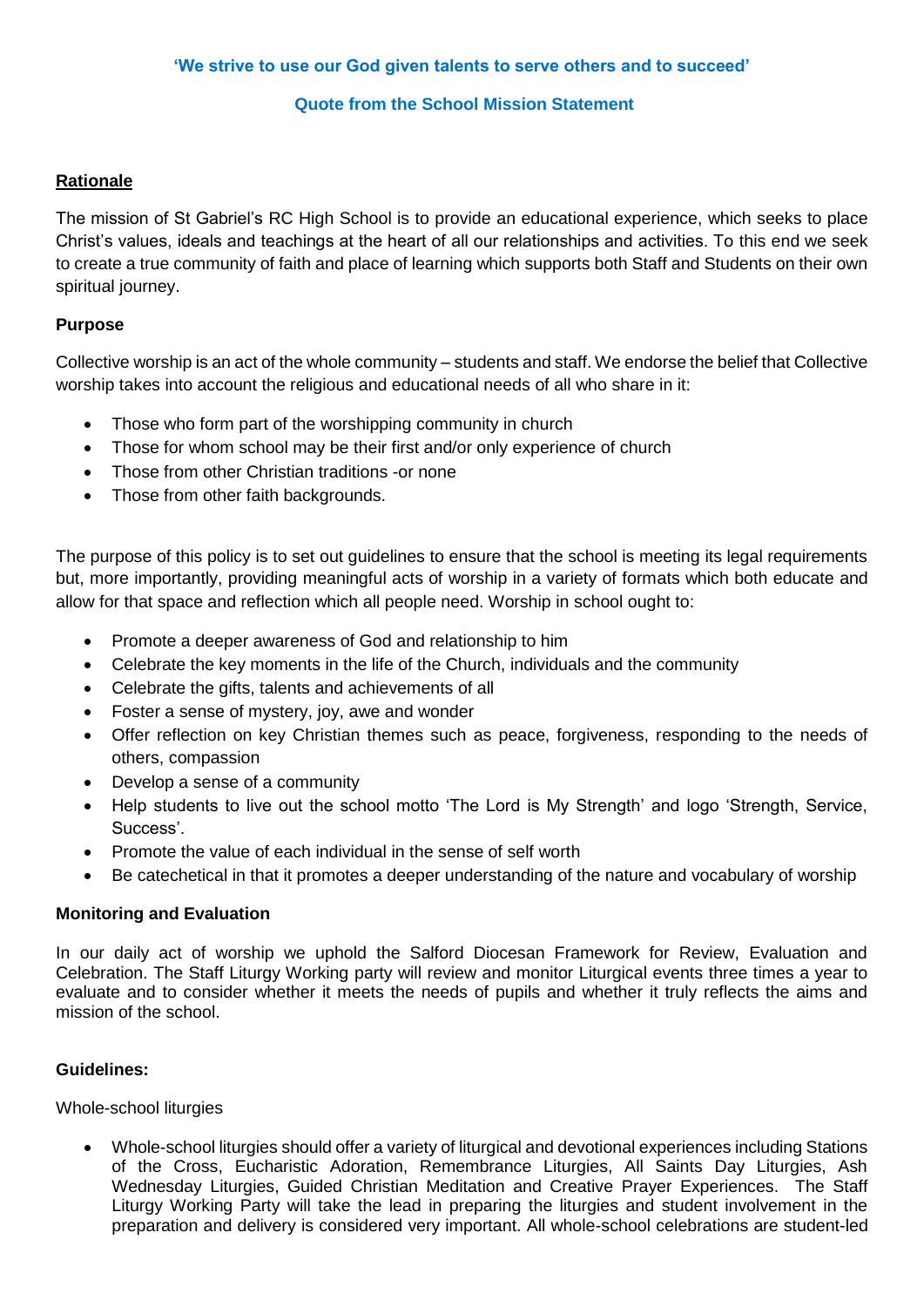**'We strive to use our God given talents to serve others and to succeed'**

**Quote from the School Mission Statement**

## Rationale

The mission of St Gabriel's RC High School is to provide an educational experience, which seeks to place Christ's values, ideals and teachings at the heart of all our relationships and activities. To this end we seek to create a true community of faith and place of learning which supports both Staff and Students on their own spiritual journey.

### Purpose

Collective worship is an act of the whole community – students and staff. We endorse the belief that Collective worship takes into account the religious and educational needs of all who share in it:

- Those who form part of the worshipping community in church
- Those for whom school may be their first and/or only experience of church
- Those from other Christian traditions -or none
- Those from other faith backgrounds.

The purpose of this policy is to set out guidelines to ensure that the school is meeting its legal requirements but, more importantly, providing meaningful acts of worship in a variety of formats which both educate and allow for that space and reflection which all people need. Worship in school ought to:

- Promote a deeper awareness of God and relationship to him
- Celebrate the key moments in the life of the Church, individuals and the community
- Celebrate the gifts, talents and achievements of all
- Foster a sense of mystery, joy, awe and wonder
- Offer reflection on key Christian themes such as peace, forgiveness, responding to the needs of others, compassion
- Develop a sense of a community
- Help students to live out the school motto 'The Lord is My Strength' and logo 'Strength, Service, Success'.
- Promote the value of each individual in the sense of self worth
- Be catechetical in that it promotes a deeper understanding of the nature and vocabulary of worship

### Monitoring and Evaluation

In our daily act of worship we uphold the Salford Diocesan Framework for Review, Evaluation and Celebration. The Staff Liturgy Working party will review and monitor Liturgical events three times a year to evaluate and to consider whether it meets the needs of pupils and whether it truly reflects the aims and mission of the school.

### Guidelines:

Whole-school liturgies

- Whole-school liturgies should offer a variety of liturgical and devotional experiences including Stations of the Cross, Eucharistic Adoration, Remembrance Liturgies, All Saints Day Liturgies, Ash Wednesday Liturgies, Guided Christian Meditation and Creative Prayer Experiences. The Staff Liturgy Working Party will take the lead in preparing the liturgies and student involvement in the preparation and delivery is considered very important. All whole-school celebrations are student-led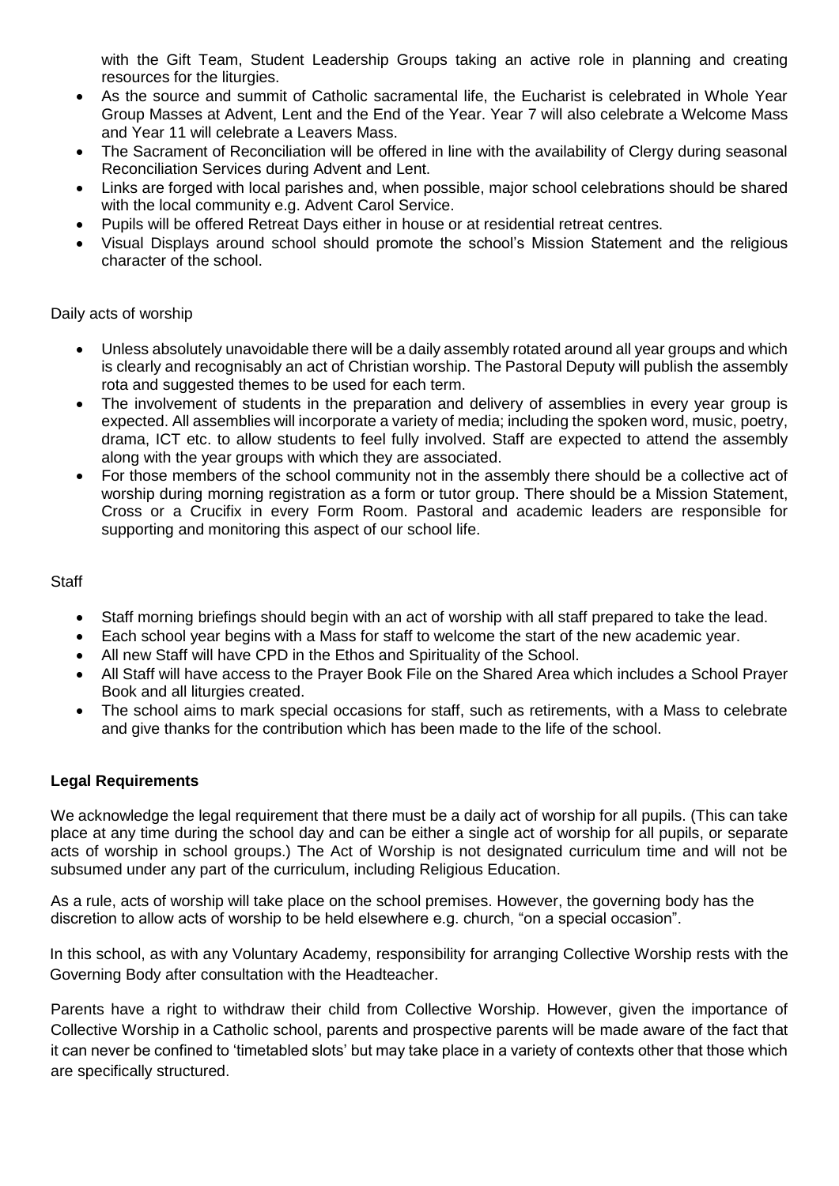with the Gift Team, Student Leadership Groups taking an active role in planning and creating resources for the liturgies.

- As the source and summit of Catholic sacramental life, the Eucharist is celebrated in Whole Year Group Masses at Advent, Lent and the End of the Year. Year 7 will also celebrate a Welcome Mass and Year 11 will celebrate a Leavers Mass.
- The Sacrament of Reconciliation will be offered in line with the availability of Clergy during seasonal Reconciliation Services during Advent and Lent.
- Links are forged with local parishes and, when possible, major school celebrations should be shared with the local community e.g. Advent Carol Service.
- Pupils will be offered Retreat Days either in house or at residential retreat centres.
- Visual Displays around school should promote the school's Mission Statement and the religious character of the school.

Daily acts of worship

- Unless absolutely unavoidable there will be a daily assembly rotated around all year groups and which is clearly and recognisably an act of Christian worship. The Pastoral Deputy will publish the assembly rota and suggested themes to be used for each term.
- The involvement of students in the preparation and delivery of assemblies in every year group is expected. All assemblies will incorporate a variety of media; including the spoken word, music, poetry, drama, ICT etc. to allow students to feel fully involved. Staff are expected to attend the assembly along with the year groups with which they are associated.
- For those members of the school community not in the assembly there should be a collective act of worship during morning registration as a form or tutor group. There should be a Mission Statement, Cross or a Crucifix in every Form Room. Pastoral and academic leaders are responsible for supporting and monitoring this aspect of our school life.

Staff

- Staff morning briefings should begin with an act of worship with all staff prepared to take the lead.
- Each school year begins with a Mass for staff to welcome the start of the new academic year.
- All new Staff will have CPD in the Ethos and Spirituality of the School.
- All Staff will have access to the Prayer Book File on the Shared Area which includes a School Prayer Book and all liturgies created.
- The school aims to mark special occasions for staff, such as retirements, with a Mass to celebrate and give thanks for the contribution which has been made to the life of the school.

**Legal Requirements**

We acknowledge the legal requirement that there must be a daily act of worship for all pupils. (This can take place at any time during the school day and can be either a single act of worship for all pupils, or separate acts of worship in school groups.) The Act of Worship is not designated curriculum time and will not be subsumed under any part of the curriculum, including Religious Education.

As a rule, acts of worship will take place on the school premises. However, the governing body has the discretion to allow acts of worship to be held elsewhere e.g. church, "on a special occasion".

In this school, as with any Voluntary Academy, responsibility for arranging Collective Worship rests with the Governing Body after consultation with the Headteacher.

Parents have a right to withdraw their child from Collective Worship. However, given the importance of Collective Worship in a Catholic school, parents and prospective parents will be made aware of the fact that it can never be confined to 'timetabled slots' but may take place in a variety of contexts other that those which are specifically structured.